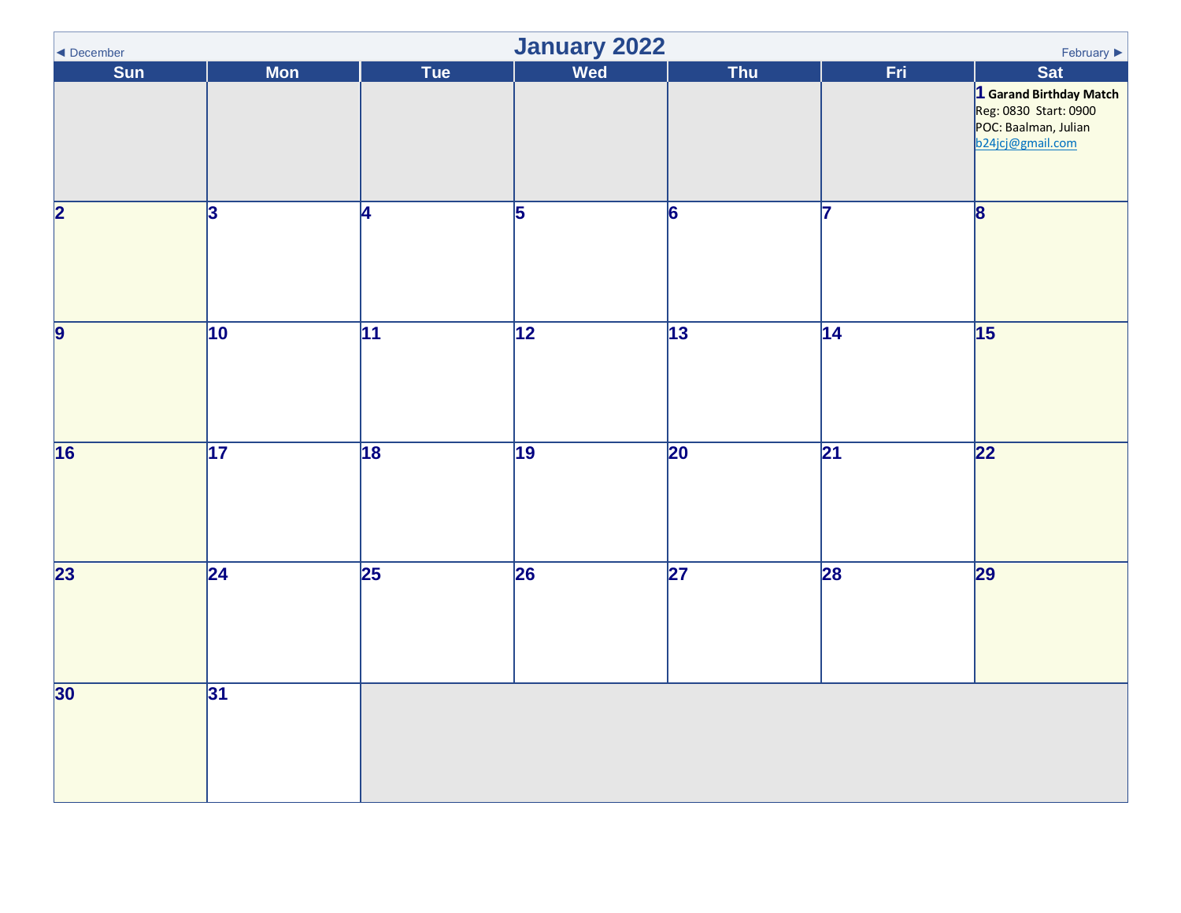◄ December

# January 2022

February ►

| Sun | Mon | Tue | Wed | Thu | Fri | Sat |
| --- | --- | --- | --- | --- | --- | --- |
| | | | | | | 1 **Garand Birthday Match** Reg: 0830 Start: 0900 POC: Baalman, Julian b24jcj@gmail.com |
| 2 | 3 | 4 | 5 | 6 | 7 | 8 |
| 9 | 10 | 11 | 12 | 13 | 14 | 15 |
| 16 | 17 | 18 | 19 | 20 | 21 | 22 |
| 23 | 24 | 25 | 26 | 27 | 28 | 29 |
| 30 | 31 | | | | | |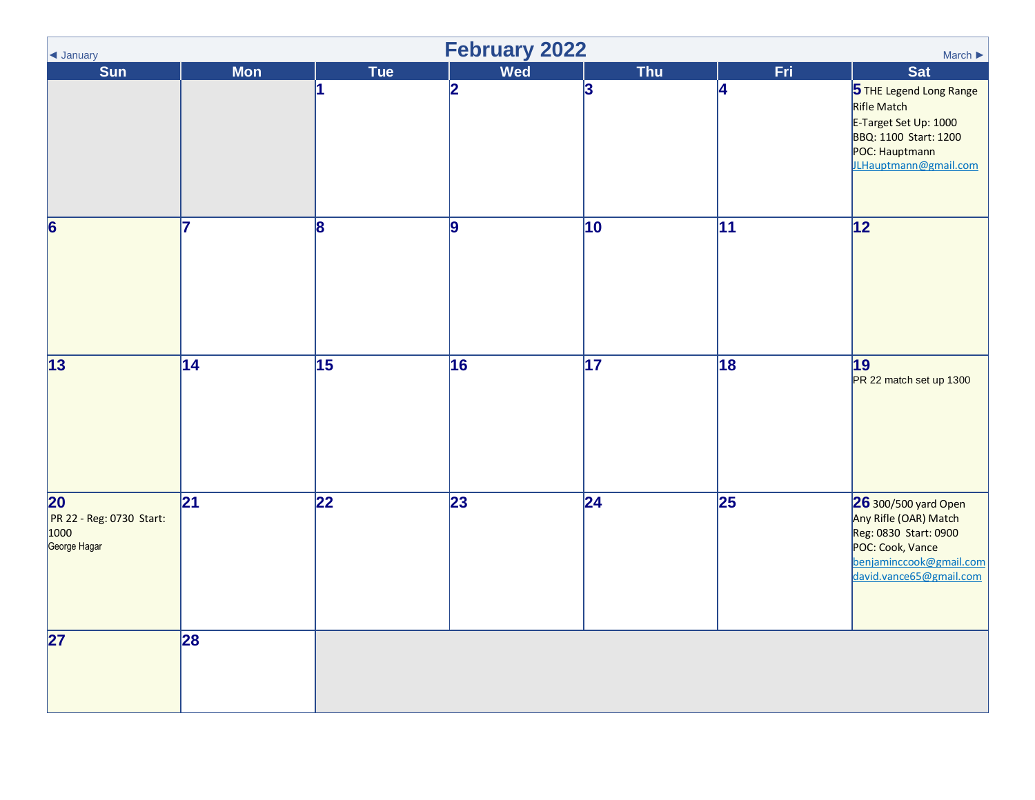# February 2022

◄ January | March ►

| Sun | Mon | Tue | Wed | Thu | Fri | Sat |
|---|---|---|---|---|---|---|
| | | 1 | 2 | 3 | 4 | 5 THE Legend Long Range Rifle Match<br>E-Target Set Up: 1000<br>BBQ: 1100 Start: 1200<br>POC: Hauptmann<br>JLHauptmann@gmail.com |
| 6 | 7 | 8 | 9 | 10 | 11 | 12 |
| 13 | 14 | 15 | 16 | 17 | 18 | 19<br>PR 22 match set up 1300 |
| 20<br>PR 22 - Reg: 0730 Start: 1000<br>George Hagar | 21 | 22 | 23 | 24 | 25 | 26 300/500 yard Open Any Rifle (OAR) Match<br>Reg: 0830 Start: 0900<br>POC: Cook, Vance<br>benjamincook@gmail.com<br>david.vance65@gmail.com |
| 27 | 28 | | | | | |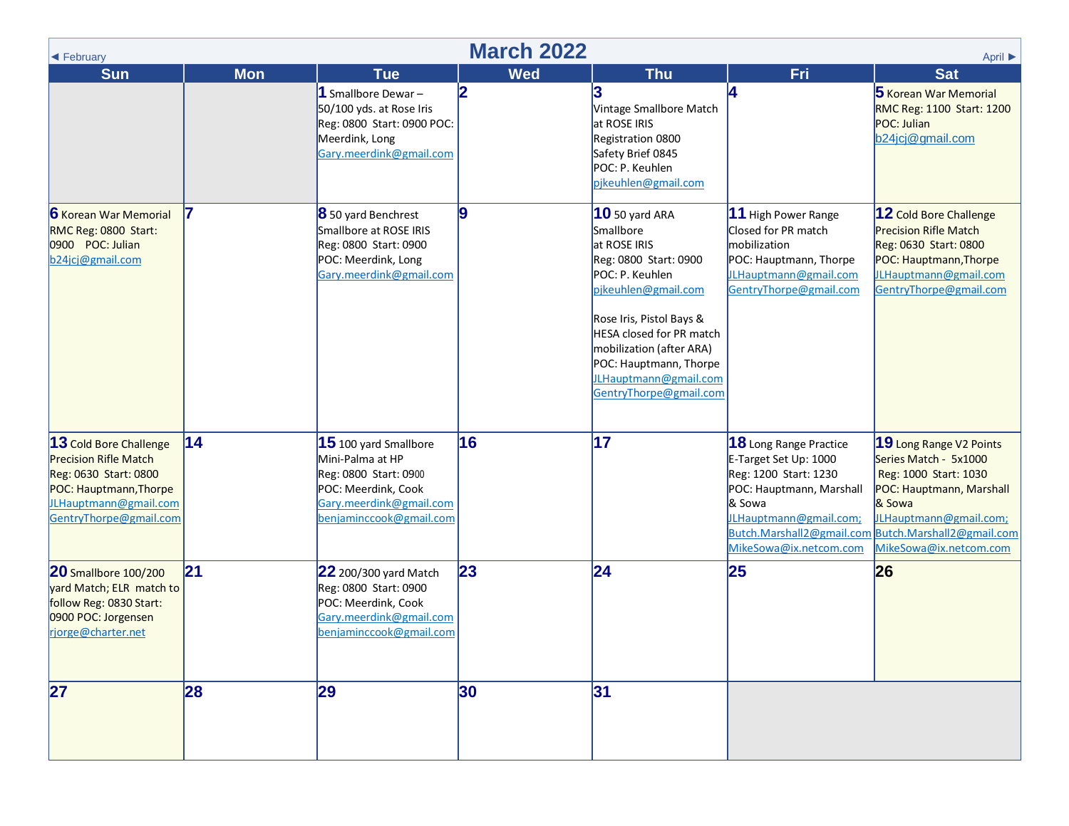# March 2022

◄ February | April ►

| Sun | Mon | Tue | Wed | Thu | Fri | Sat |
|---|---|---|---|---|---|---|
| | | **1** Smallbore Dewar – 50/100 yds. at Rose Iris Reg: 0800 Start: 0900 POC: Meerdink, Long Gary.meerdink@gmail.com | **2** | **3** Vintage Smallbore Match at ROSE IRIS Registration 0800 Safety Brief 0845 POC: P. Keuhlen pjkeuhlen@gmail.com | **4** | **5** Korean War Memorial RMC Reg: 1100 Start: 1200 POC: Julian b24jcj@gmail.com |
| **6** Korean War Memorial RMC Reg: 0800 Start: 0900 POC: Julian b24jcj@gmail.com | **7** | **8** 50 yard Benchrest Smallbore at ROSE IRIS Reg: 0800 Start: 0900 POC: Meerdink, Long Gary.meerdink@gmail.com | **9** | **10** 50 yard ARA Smallbore at ROSE IRIS Reg: 0800 Start: 0900 POC: P. Keuhlen pjkeuhlen@gmail.com<br><br>Rose Iris, Pistol Bays & HESA closed for PR match mobilization (after ARA) POC: Hauptmann, Thorpe JLHauptmann@gmail.com GentryThorpe@gmail.com | **11** High Power Range Closed for PR match mobilization POC: Hauptmann, Thorpe JLHauptmann@gmail.com GentryThorpe@gmail.com | **12** Cold Bore Challenge Precision Rifle Match Reg: 0630 Start: 0800 POC: Hauptmann,Thorpe JLHauptmann@gmail.com GentryThorpe@gmail.com |
| **13** Cold Bore Challenge Precision Rifle Match Reg: 0630 Start: 0800 POC: Hauptmann,Thorpe JLHauptmann@gmail.com GentryThorpe@gmail.com | **14** | **15** 100 yard Smallbore Mini-Palma at HP Reg: 0800 Start: 0900 POC: Meerdink, Cook Gary.meerdink@gmail.com benjaminccook@gmail.com | **16** | **17** | **18** Long Range Practice E-Target Set Up: 1000 Reg: 1200 Start: 1230 POC: Hauptmann, Marshall & Sowa JLHauptmann@gmail.com; Butch.Marshall2@gmail.com MikeSowa@ix.netcom.com | **19** Long Range V2 Points Series Match - 5x1000 Reg: 1000 Start: 1030 POC: Hauptmann, Marshall & Sowa JLHauptmann@gmail.com; Butch.Marshall2@gmail.com MikeSowa@ix.netcom.com |
| **20** Smallbore 100/200 yard Match; ELR match to follow Reg: 0830 Start: 0900 POC: Jorgensen rjorge@charter.net | **21** | **22** 200/300 yard Match Reg: 0800 Start: 0900 POC: Meerdink, Cook Gary.meerdink@gmail.com benjaminccook@gmail.com | **23** | **24** | **25** | **26** |
| **27** | **28** | **29** | **30** | **31** | | |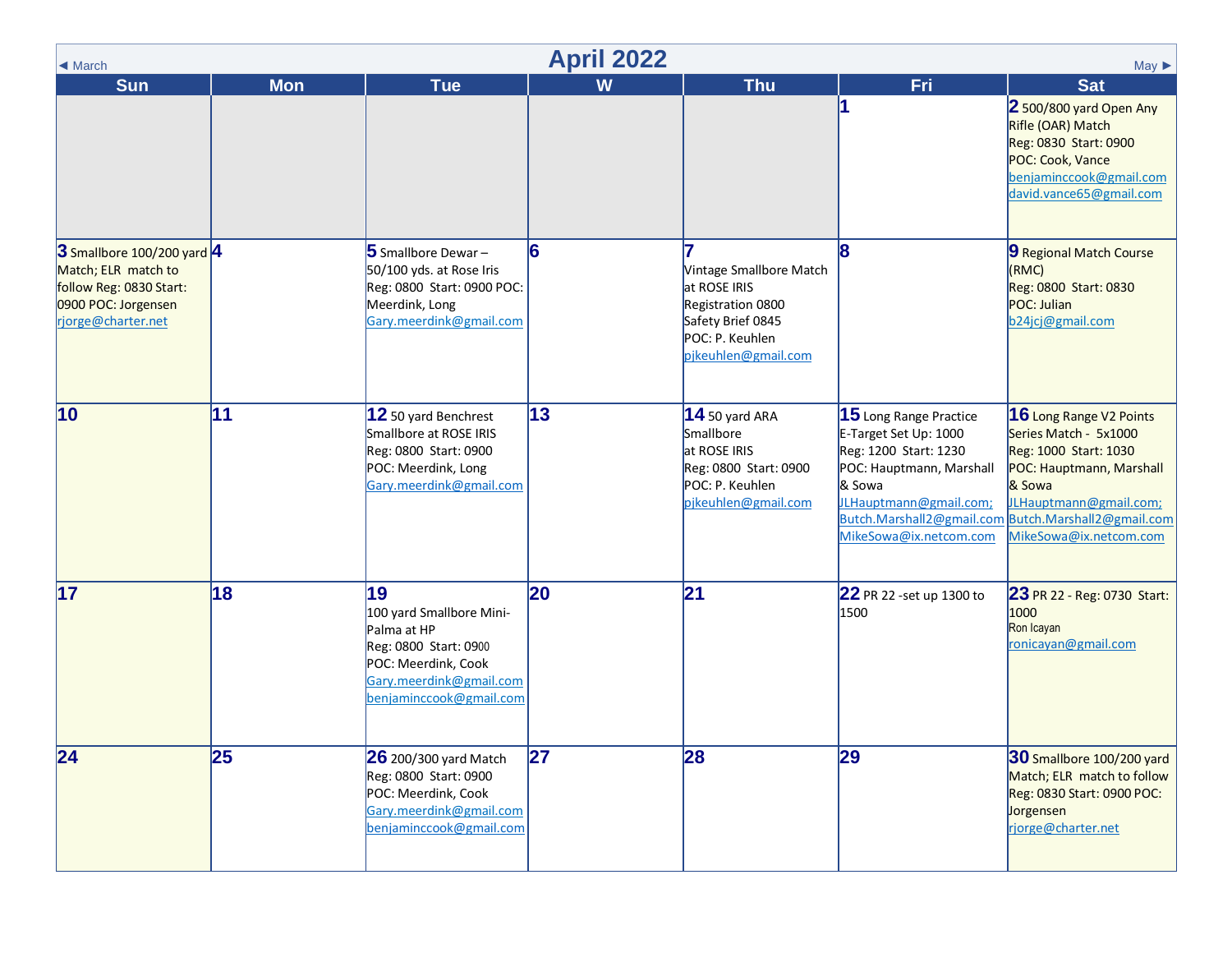# April 2022

◄ March | May ►

| Sun | Mon | Tue | W | Thu | Fri | Sat |
|---|---|---|---|---|---|---|
| | | | | | **1** | **2** 500/800 yard Open Any Rifle (OAR) Match<br>Reg: 0830 Start: 0900<br>POC: Cook, Vance<br>benjaminccook@gmail.com<br>david.vance65@gmail.com |
| **3** Smallbore 100/200 yard Match; ELR match to follow Reg: 0830 Start: 0900 POC: Jorgensen<br>rjorge@charter.net | **4** | **5** Smallbore Dewar – 50/100 yds. at Rose Iris<br>Reg: 0800 Start: 0900 POC: Meerdink, Long<br>Gary.meerdink@gmail.com | **6** | **7**<br>Vintage Smallbore Match at ROSE IRIS<br>Registration 0800<br>Safety Brief 0845<br>POC: P. Keuhlen<br>pjkeuhlen@gmail.com | **8** | **9** Regional Match Course (RMC)<br>Reg: 0800 Start: 0830<br>POC: Julian<br>b24jcj@gmail.com |
| **10** | **11** | **12** 50 yard Benchrest Smallbore at ROSE IRIS<br>Reg: 0800 Start: 0900<br>POC: Meerdink, Long<br>Gary.meerdink@gmail.com | **13** | **14** 50 yard ARA Smallbore<br>at ROSE IRIS<br>Reg: 0800 Start: 0900<br>POC: P. Keuhlen<br>pjkeuhlen@gmail.com | **15** Long Range Practice<br>E-Target Set Up: 1000<br>Reg: 1200 Start: 1230<br>POC: Hauptmann, Marshall & Sowa<br>JLHauptmann@gmail.com;<br>Butch.Marshall2@gmail.com<br>MikeSowa@ix.netcom.com | **16** Long Range V2 Points Series Match - 5x1000<br>Reg: 1000 Start: 1030<br>POC: Hauptmann, Marshall & Sowa<br>JLHauptmann@gmail.com;<br>Butch.Marshall2@gmail.com<br>MikeSowa@ix.netcom.com |
| **17** | **18** | **19**<br>100 yard Smallbore Mini-Palma at HP<br>Reg: 0800 Start: 0900<br>POC: Meerdink, Cook<br>Gary.meerdink@gmail.com<br>benjaminccook@gmail.com | **20** | **21** | **22** PR 22 -set up 1300 to 1500 | **23** PR 22 - Reg: 0730 Start: 1000<br>Ron Icayan<br>ronicayan@gmail.com |
| **24** | **25** | **26** 200/300 yard Match<br>Reg: 0800 Start: 0900<br>POC: Meerdink, Cook<br>Gary.meerdink@gmail.com<br>benjaminccook@gmail.com | **27** | **28** | **29** | **30** Smallbore 100/200 yard Match; ELR match to follow<br>Reg: 0830 Start: 0900 POC: Jorgensen<br>rjorge@charter.net |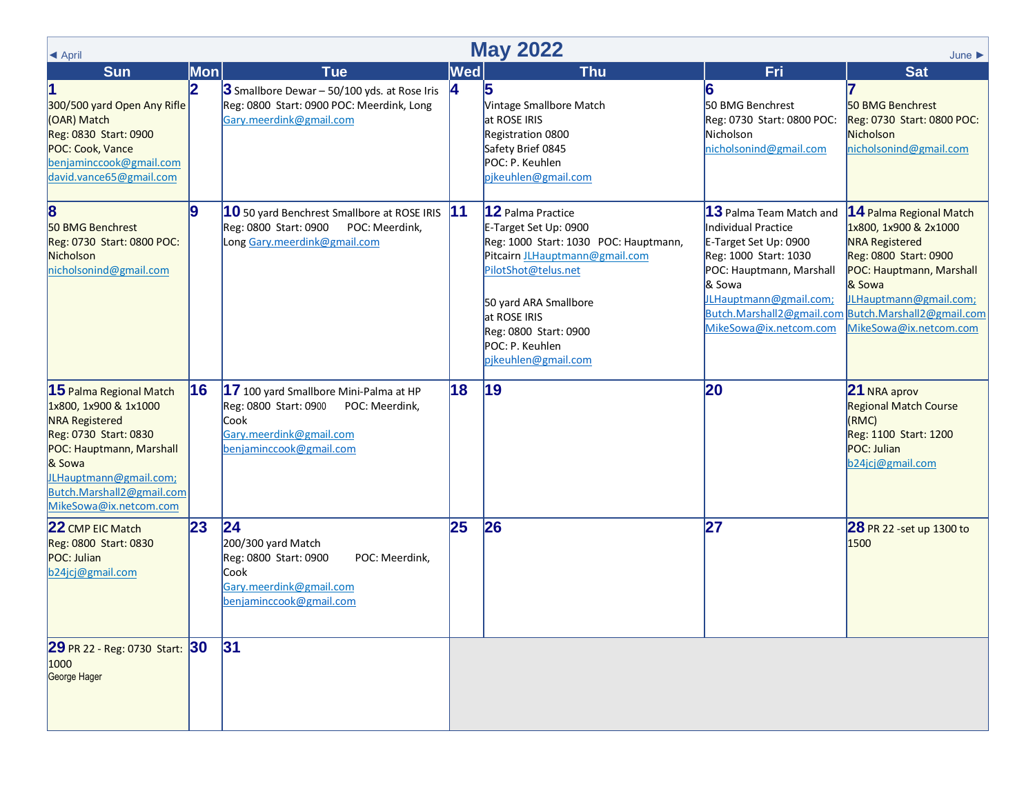◄ April

# May 2022

June ►

| Sun | Mon | Tue | Wed | Thu | Fri | Sat |
|---|---|---|---|---|---|---|
| **1** 300/500 yard Open Any Rifle (OAR) Match<br>Reg: 0830 Start: 0900<br>POC: Cook, Vance<br>benjaminccook@gmail.com<br>david.vance65@gmail.com | **2** | **3** Smallbore Dewar – 50/100 yds. at Rose Iris<br>Reg: 0800 Start: 0900 POC: Meerdink, Long<br>Gary.meerdink@gmail.com | **4** | **5** Vintage Smallbore Match<br>at ROSE IRIS<br>Registration 0800<br>Safety Brief 0845<br>POC: P. Keuhlen<br>pjkeuhlen@gmail.com | **6** 50 BMG Benchrest<br>Reg: 0730 Start: 0800 POC: Nicholson<br>nicholsonind@gmail.com | **7** 50 BMG Benchrest<br>Reg: 0730 Start: 0800 POC: Nicholson<br>nicholsonind@gmail.com |
| **8** 50 BMG Benchrest<br>Reg: 0730 Start: 0800 POC: Nicholson<br>nicholsonind@gmail.com | **9** | **10** 50 yard Benchrest Smallbore at ROSE IRIS<br>Reg: 0800 Start: 0900 POC: Meerdink, Long Gary.meerdink@gmail.com | **11** | **12** Palma Practice<br>E-Target Set Up: 0900<br>Reg: 1000 Start: 1030 POC: Hauptmann, Pitcairn JLHauptmann@gmail.com<br>PilotShot@telus.net<br><br>50 yard ARA Smallbore<br>at ROSE IRIS<br>Reg: 0800 Start: 0900<br>POC: P. Keuhlen<br>pjkeuhlen@gmail.com | **13** Palma Team Match and Individual Practice<br>E-Target Set Up: 0900<br>Reg: 1000 Start: 1030<br>POC: Hauptmann, Marshall & Sowa<br>JLHauptmann@gmail.com;<br>Butch.Marshall2@gmail.com<br>MikeSowa@ix.netcom.com | **14** Palma Regional Match<br>1x800, 1x900 & 2x1000<br>NRA Registered<br>Reg: 0800 Start: 0900<br>POC: Hauptmann, Marshall & Sowa<br>JLHauptmann@gmail.com;<br>Butch.Marshall2@gmail.com<br>MikeSowa@ix.netcom.com |
| **15** Palma Regional Match<br>1x800, 1x900 & 1x1000<br>NRA Registered<br>Reg: 0730 Start: 0830<br>POC: Hauptmann, Marshall & Sowa<br>JLHauptmann@gmail.com;<br>Butch.Marshall2@gmail.com<br>MikeSowa@ix.netcom.com | **16** | **17** 100 yard Smallbore Mini-Palma at HP<br>Reg: 0800 Start: 0900 POC: Meerdink, Cook<br>Gary.meerdink@gmail.com<br>benjaminccook@gmail.com | **18** | **19** | **20** | **21** NRA aprov<br>Regional Match Course (RMC)<br>Reg: 1100 Start: 1200<br>POC: Julian<br>b24jcj@gmail.com |
| **22** CMP EIC Match<br>Reg: 0800 Start: 0830<br>POC: Julian<br>b24jcj@gmail.com | **23** | **24**<br>200/300 yard Match<br>Reg: 0800 Start: 0900 POC: Meerdink, Cook<br>Gary.meerdink@gmail.com<br>benjaminccook@gmail.com | **25** | **26** | **27** | **28** PR 22 -set up 1300 to 1500 |
| **29** PR 22 - Reg: 0730 Start: 1000<br>George Hager | **30** | **31** | | | | |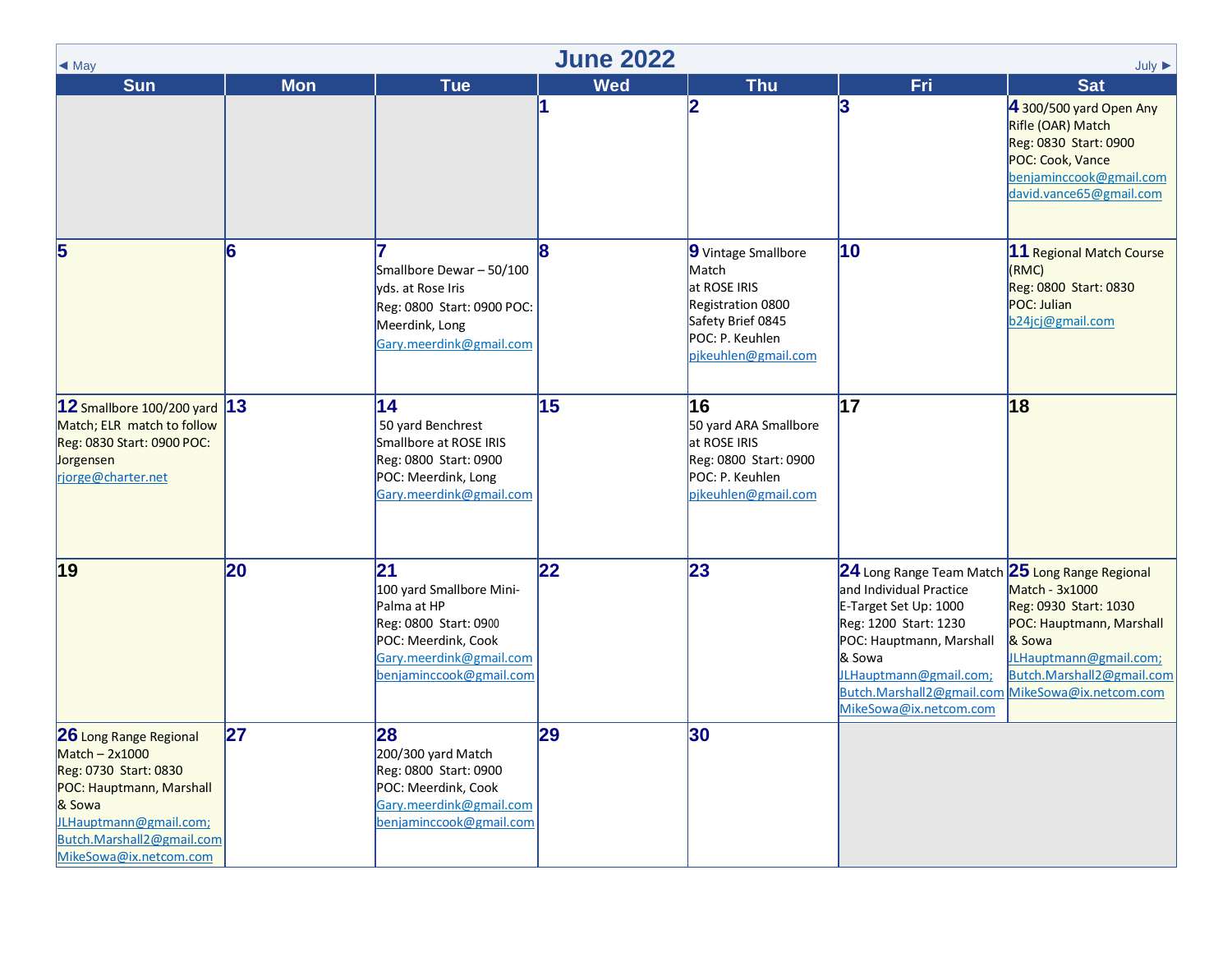# June 2022

◄ May | July ►

| Sun | Mon | Tue | Wed | Thu | Fri | Sat |
|---|---|---|---|---|---|---|
| | | | 1 | 2 | 3 | 4 300/500 yard Open Any Rifle (OAR) Match<br>Reg: 0830 Start: 0900<br>POC: Cook, Vance<br>benjaminccook@gmail.com<br>david.vance65@gmail.com |
| 5 | 6 | 7<br>Smallbore Dewar – 50/100 yds. at Rose Iris<br>Reg: 0800 Start: 0900 POC: Meerdink, Long<br>Gary.meerdink@gmail.com | 8 | 9 Vintage Smallbore Match<br>at ROSE IRIS<br>Registration 0800<br>Safety Brief 0845<br>POC: P. Keuhlen<br>pjkeuhlen@gmail.com | 10 | 11 Regional Match Course (RMC)<br>Reg: 0800 Start: 0830<br>POC: Julian<br>b24jcj@gmail.com |
| 12 Smallbore 100/200 yard Match; ELR match to follow<br>Reg: 0830 Start: 0900 POC: Jorgensen<br>rjorge@charter.net | 13 | 14<br>50 yard Benchrest Smallbore at ROSE IRIS<br>Reg: 0800 Start: 0900<br>POC: Meerdink, Long<br>Gary.meerdink@gmail.com | 15 | 16<br>50 yard ARA Smallbore at ROSE IRIS<br>Reg: 0800 Start: 0900<br>POC: P. Keuhlen<br>pjkeuhlen@gmail.com | 17 | 18 |
| 19 | 20 | 21<br>100 yard Smallbore Mini-Palma at HP<br>Reg: 0800 Start: 0900<br>POC: Meerdink, Cook<br>Gary.meerdink@gmail.com<br>benjaminccook@gmail.com | 22 | 23 | 24 Long Range Team Match and Individual Practice<br>E-Target Set Up: 1000<br>Reg: 1200 Start: 1230<br>POC: Hauptmann, Marshall & Sowa<br>JLHauptmann@gmail.com;<br>Butch.Marshall2@gmail.com<br>MikeSowa@ix.netcom.com | 25 Long Range Regional Match - 3x1000<br>Reg: 0930 Start: 1030<br>POC: Hauptmann, Marshall & Sowa<br>JLHauptmann@gmail.com;<br>Butch.Marshall2@gmail.com<br>MikeSowa@ix.netcom.com |
| 26 Long Range Regional Match – 2x1000<br>Reg: 0730 Start: 0830<br>POC: Hauptmann, Marshall & Sowa<br>JLHauptmann@gmail.com;<br>Butch.Marshall2@gmail.com<br>MikeSowa@ix.netcom.com | 27 | 28<br>200/300 yard Match<br>Reg: 0800 Start: 0900<br>POC: Meerdink, Cook<br>Gary.meerdink@gmail.com<br>benjaminccook@gmail.com | 29 | 30 | | |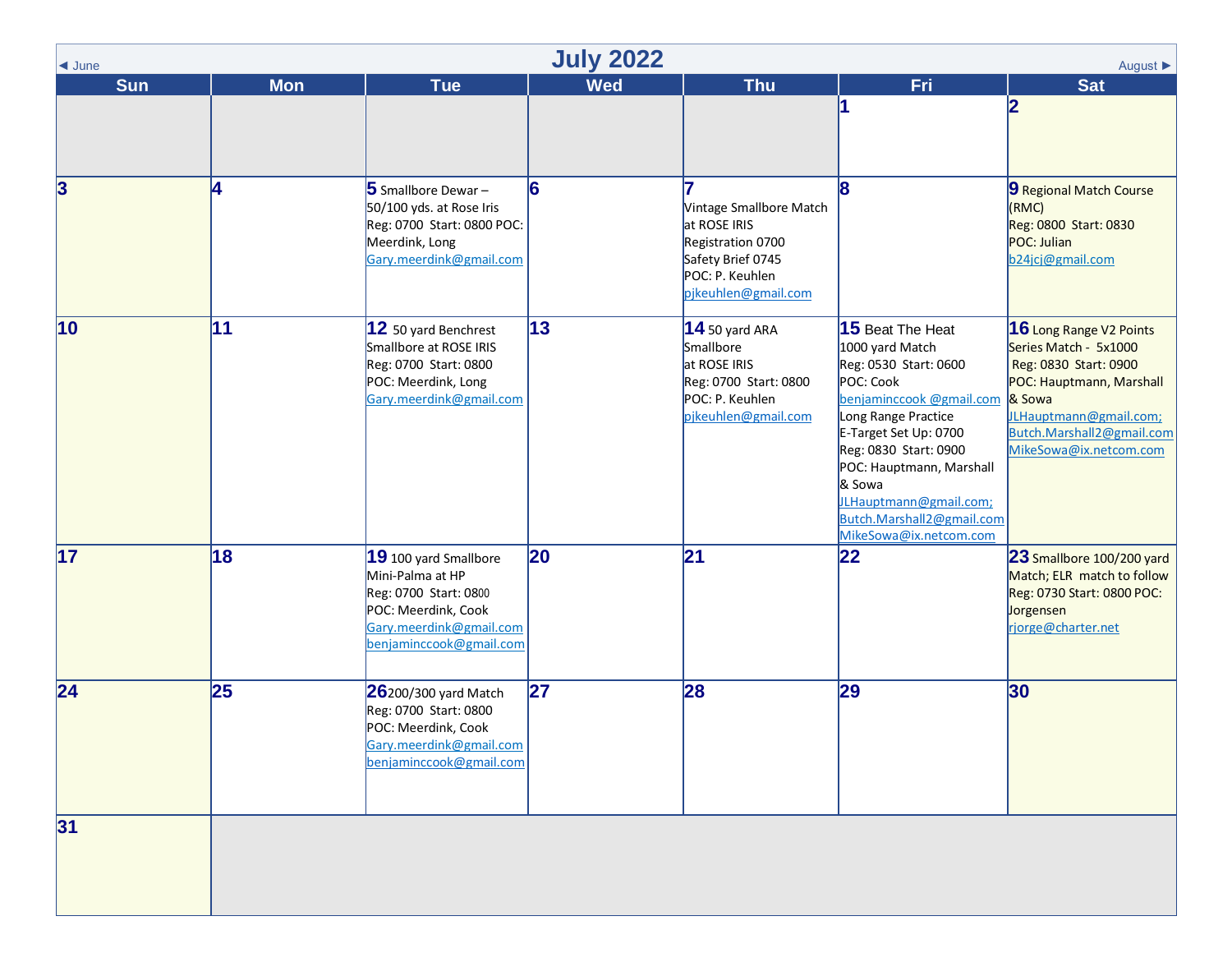# July 2022

◄ June | August ►

| Sun | Mon | Tue | Wed | Thu | Fri | Sat |
|---|---|---|---|---|---|---|
| | | | | | 1 | 2 |
| 3 | 4 | 5 Smallbore Dewar – 50/100 yds. at Rose Iris<br>Reg: 0700 Start: 0800 POC: Meerdink, Long<br>Gary.meerdink@gmail.com | 6 | 7<br>Vintage Smallbore Match at ROSE IRIS<br>Registration 0700<br>Safety Brief 0745<br>POC: P. Keuhlen<br>pjkeuhlen@gmail.com | 8 | 9 Regional Match Course (RMC)<br>Reg: 0800 Start: 0830<br>POC: Julian<br>b24jcj@gmail.com |
| 10 | 11 | 12 50 yard Benchrest Smallbore at ROSE IRIS<br>Reg: 0700 Start: 0800<br>POC: Meerdink, Long<br>Gary.meerdink@gmail.com | 13 | 14 50 yard ARA Smallbore<br>at ROSE IRIS<br>Reg: 0700 Start: 0800<br>POC: P. Keuhlen<br>pjkeuhlen@gmail.com | 15 Beat The Heat<br>1000 yard Match<br>Reg: 0530 Start: 0600<br>POC: Cook<br>benjaminccook @gmail.com<br>Long Range Practice<br>E-Target Set Up: 0700<br>Reg: 0830 Start: 0900<br>POC: Hauptmann, Marshall & Sowa<br>JLHauptmann@gmail.com;<br>Butch.Marshall2@gmail.com<br>MikeSowa@ix.netcom.com | 16 Long Range V2 Points Series Match - 5x1000<br>Reg: 0830 Start: 0900<br>POC: Hauptmann, Marshall & Sowa<br>JLHauptmann@gmail.com;<br>Butch.Marshall2@gmail.com<br>MikeSowa@ix.netcom.com |
| 17 | 18 | 19 100 yard Smallbore Mini-Palma at HP<br>Reg: 0700 Start: 0800<br>POC: Meerdink, Cook<br>Gary.meerdink@gmail.com<br>benjaminccook@gmail.com | 20 | 21 | 22 | 23 Smallbore 100/200 yard Match; ELR match to follow<br>Reg: 0730 Start: 0800 POC: Jorgensen<br>rjorge@charter.net |
| 24 | 25 | 26 200/300 yard Match<br>Reg: 0700 Start: 0800<br>POC: Meerdink, Cook<br>Gary.meerdink@gmail.com<br>benjaminccook@gmail.com | 27 | 28 | 29 | 30 |
| 31 | | | | | | |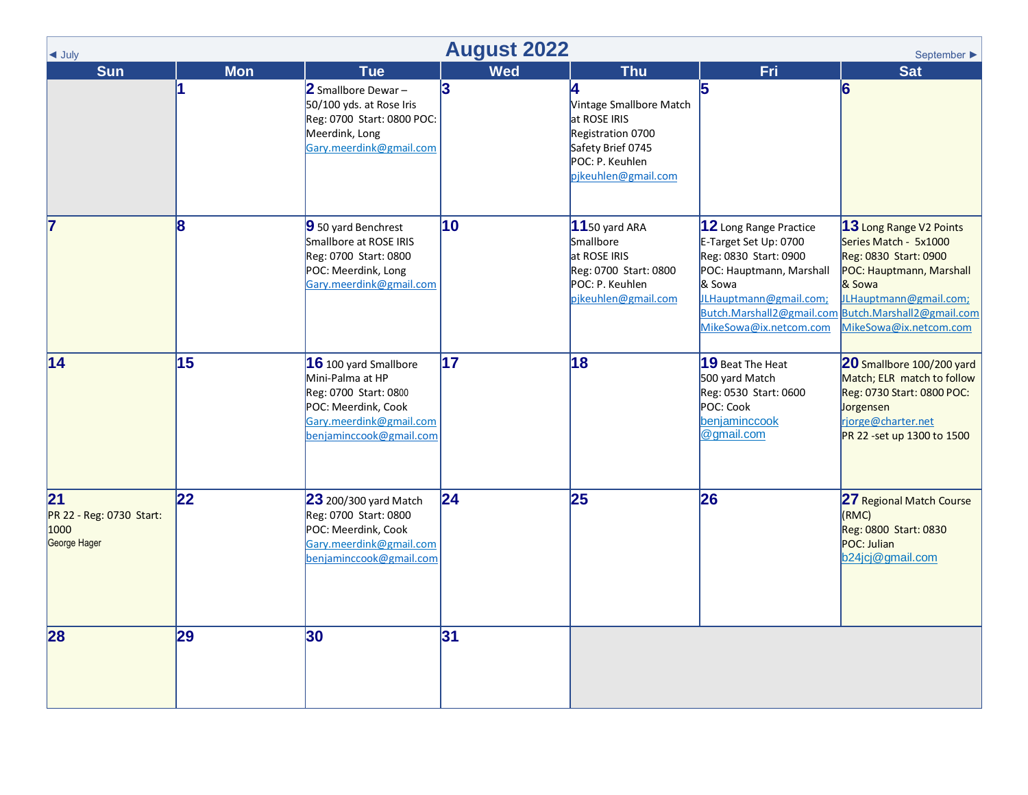# August 2022

◄ July | September ►

| Sun | Mon | Tue | Wed | Thu | Fri | Sat |
|---|---|---|---|---|---|---|
| | 1 | 2 Smallbore Dewar – 50/100 yds. at Rose Iris Reg: 0700 Start: 0800 POC: Meerdink, Long Gary.meerdink@gmail.com | 3 | 4 Vintage Smallbore Match at ROSE IRIS Registration 0700 Safety Brief 0745 POC: P. Keuhlen pjkeuhlen@gmail.com | 5 | 6 |
| 7 | 8 | 9 50 yard Benchrest Smallbore at ROSE IRIS Reg: 0700 Start: 0800 POC: Meerdink, Long Gary.meerdink@gmail.com | 10 | 11 50 yard ARA Smallbore at ROSE IRIS Reg: 0700 Start: 0800 POC: P. Keuhlen pjkeuhlen@gmail.com | 12 Long Range Practice E-Target Set Up: 0700 Reg: 0830 Start: 0900 POC: Hauptmann, Marshall & Sowa JLHauptmann@gmail.com; Butch.Marshall2@gmail.com MikeSowa@ix.netcom.com | 13 Long Range V2 Points Series Match - 5x1000 Reg: 0830 Start: 0900 POC: Hauptmann, Marshall & Sowa JLHauptmann@gmail.com; Butch.Marshall2@gmail.com MikeSowa@ix.netcom.com |
| 14 | 15 | 16 100 yard Smallbore Mini-Palma at HP Reg: 0700 Start: 0800 POC: Meerdink, Cook Gary.meerdink@gmail.com benjaminccook@gmail.com | 17 | 18 | 19 Beat The Heat 500 yard Match Reg: 0530 Start: 0600 POC: Cook benjaminccook @gmail.com | 20 Smallbore 100/200 yard Match; ELR match to follow Reg: 0730 Start: 0800 POC: Jorgensen rjorge@charter.net PR 22 -set up 1300 to 1500 |
| 21 PR 22 - Reg: 0730 Start: 1000 George Hager | 22 | 23 200/300 yard Match Reg: 0700 Start: 0800 POC: Meerdink, Cook Gary.meerdink@gmail.com benjaminccook@gmail.com | 24 | 25 | 26 | 27 Regional Match Course (RMC) Reg: 0800 Start: 0830 POC: Julian b24jcj@gmail.com |
| 28 | 29 | 30 | 31 | | | |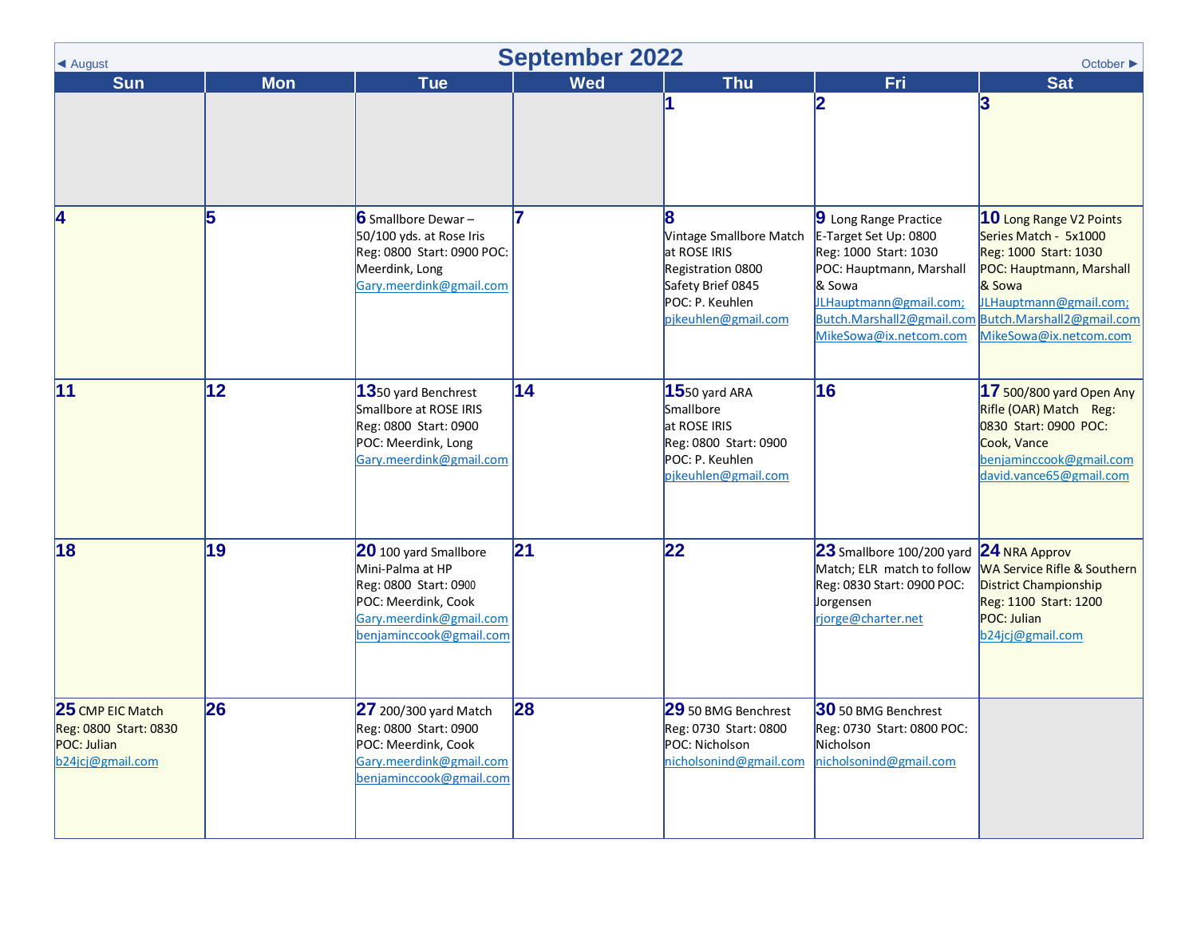# September 2022

◄ August | October ►

| Sun | Mon | Tue | Wed | Thu | Fri | Sat |
|---|---|---|---|---|---|---|
| | | | | 1 | 2 | 3 |
| 4 | 5 | 6 Smallbore Dewar – 50/100 yds. at Rose Iris Reg: 0800 Start: 0900 POC: Meerdink, Long Gary.meerdink@gmail.com | 7 | 8 Vintage Smallbore Match at ROSE IRIS Registration 0800 Safety Brief 0845 POC: P. Keuhlen pjkeuhlen@gmail.com | 9 Long Range Practice E-Target Set Up: 0800 Reg: 1000 Start: 1030 POC: Hauptmann, Marshall & Sowa JLHauptmann@gmail.com; Butch.Marshall2@gmail.com MikeSowa@ix.netcom.com | 10 Long Range V2 Points Series Match - 5x1000 Reg: 1000 Start: 1030 POC: Hauptmann, Marshall & Sowa JLHauptmann@gmail.com; Butch.Marshall2@gmail.com MikeSowa@ix.netcom.com |
| 11 | 12 | 13 50 yard Benchrest Smallbore at ROSE IRIS Reg: 0800 Start: 0900 POC: Meerdink, Long Gary.meerdink@gmail.com | 14 | 15 50 yard ARA Smallbore at ROSE IRIS Reg: 0800 Start: 0900 POC: P. Keuhlen pjkeuhlen@gmail.com | 16 | 17 500/800 yard Open Any Rifle (OAR) Match Reg: 0830 Start: 0900 POC: Cook, Vance benjaminccook@gmail.com david.vance65@gmail.com |
| 18 | 19 | 20 100 yard Smallbore Mini-Palma at HP Reg: 0800 Start: 0900 POC: Meerdink, Cook Gary.meerdink@gmail.com benjaminccook@gmail.com | 21 | 22 | 23 Smallbore 100/200 yard Match; ELR match to follow Reg: 0830 Start: 0900 POC: Jorgensen rjorge@charter.net | 24 NRA Approv WA Service Rifle & Southern District Championship Reg: 1100 Start: 1200 POC: Julian b24jcj@gmail.com |
| 25 CMP EIC Match Reg: 0800 Start: 0830 POC: Julian b24jcj@gmail.com | 26 | 27 200/300 yard Match Reg: 0800 Start: 0900 POC: Meerdink, Cook Gary.meerdink@gmail.com benjaminccook@gmail.com | 28 | 29 50 BMG Benchrest Reg: 0730 Start: 0800 POC: Nicholson nicholsonind@gmail.com | 30 50 BMG Benchrest Reg: 0730 Start: 0800 POC: Nicholson nicholsonind@gmail.com | |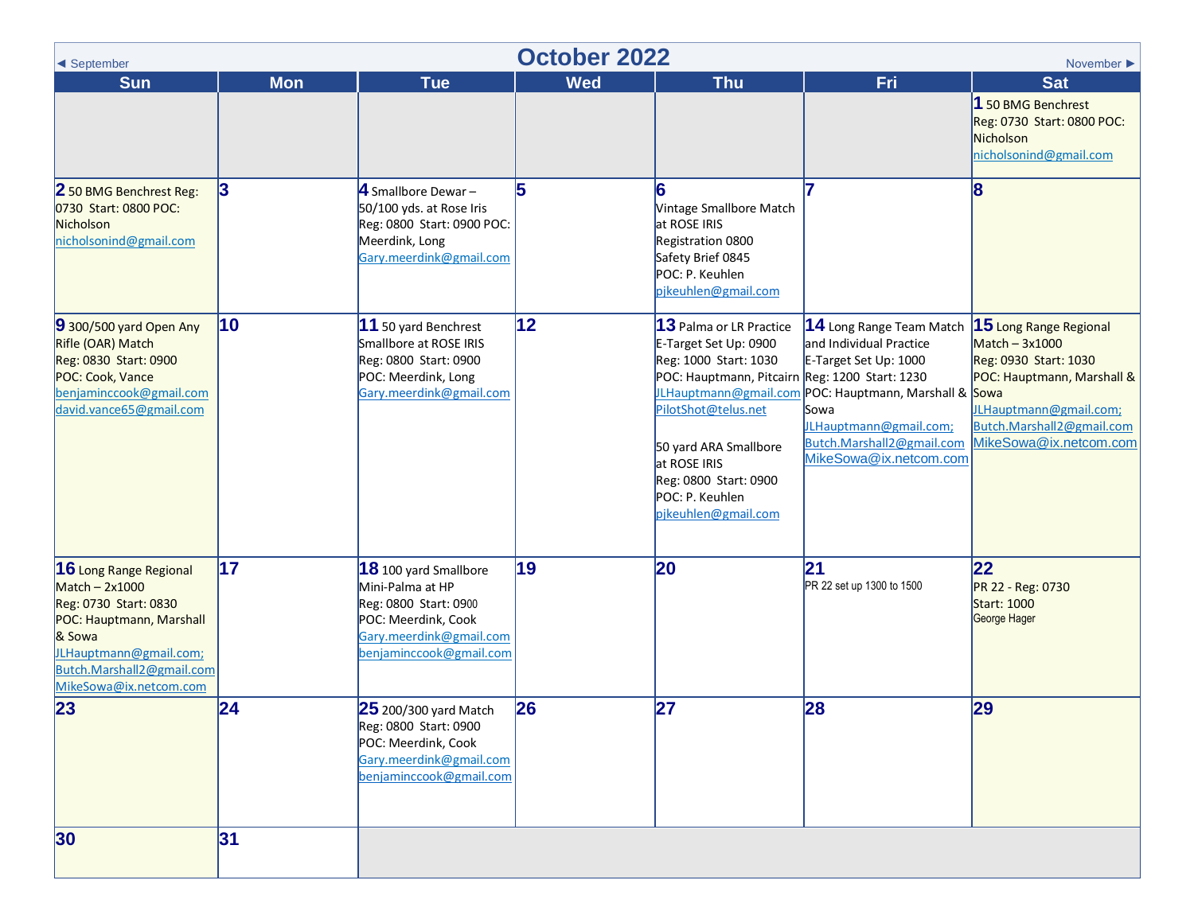# October 2022

◄ September | November ►

| Sun | Mon | Tue | Wed | Thu | Fri | Sat |
|---|---|---|---|---|---|---|
| | | | | | | **1** 50 BMG Benchrest Reg: 0730 Start: 0800 POC: Nicholson nicholsonind@gmail.com |
| **2** 50 BMG Benchrest Reg: 0730 Start: 0800 POC: Nicholson nicholsonind@gmail.com | **3** | **4** Smallbore Dewar – 50/100 yds. at Rose Iris Reg: 0800 Start: 0900 POC: Meerdink, Long Gary.meerdink@gmail.com | **5** | **6** Vintage Smallbore Match at ROSE IRIS Registration 0800 Safety Brief 0845 POC: P. Keuhlen pjkeuhlen@gmail.com | **7** | **8** |
| **9** 300/500 yard Open Any Rifle (OAR) Match Reg: 0830 Start: 0900 POC: Cook, Vance benjaminccook@gmail.com david.vance65@gmail.com | **10** | **11** 50 yard Benchrest Smallbore at ROSE IRIS Reg: 0800 Start: 0900 POC: Meerdink, Long Gary.meerdink@gmail.com | **12** | **13** Palma or LR Practice E-Target Set Up: 0900 Reg: 1000 Start: 1030 POC: Hauptmann, Pitcairn JLHauptmann@gmail.com PilotShot@telus.net<br><br>50 yard ARA Smallbore at ROSE IRIS Reg: 0800 Start: 0900 POC: P. Keuhlen pjkeuhlen@gmail.com | **14** Long Range Team Match and Individual Practice E-Target Set Up: 1000 Reg: 1200 Start: 1230 POC: Hauptmann, Marshall & Sowa JLHauptmann@gmail.com; Butch.Marshall2@gmail.com MikeSowa@ix.netcom.com | **15** Long Range Regional Match – 3x1000 Reg: 0930 Start: 1030 POC: Hauptmann, Marshall & Sowa JLHauptmann@gmail.com; Butch.Marshall2@gmail.com MikeSowa@ix.netcom.com |
| **16** Long Range Regional Match – 2x1000 Reg: 0730 Start: 0830 POC: Hauptmann, Marshall & Sowa JLHauptmann@gmail.com; Butch.Marshall2@gmail.com MikeSowa@ix.netcom.com | **17** | **18** 100 yard Smallbore Mini-Palma at HP Reg: 0800 Start: 0900 POC: Meerdink, Cook Gary.meerdink@gmail.com benjaminccook@gmail.com | **19** | **20** | **21** PR 22 set up 1300 to 1500 | **22** PR 22 - Reg: 0730 Start: 1000 George Hager |
| **23** | **24** | **25** 200/300 yard Match Reg: 0800 Start: 0900 POC: Meerdink, Cook Gary.meerdink@gmail.com benjaminccook@gmail.com | **26** | **27** | **28** | **29** |
| **30** | **31** | | | | | |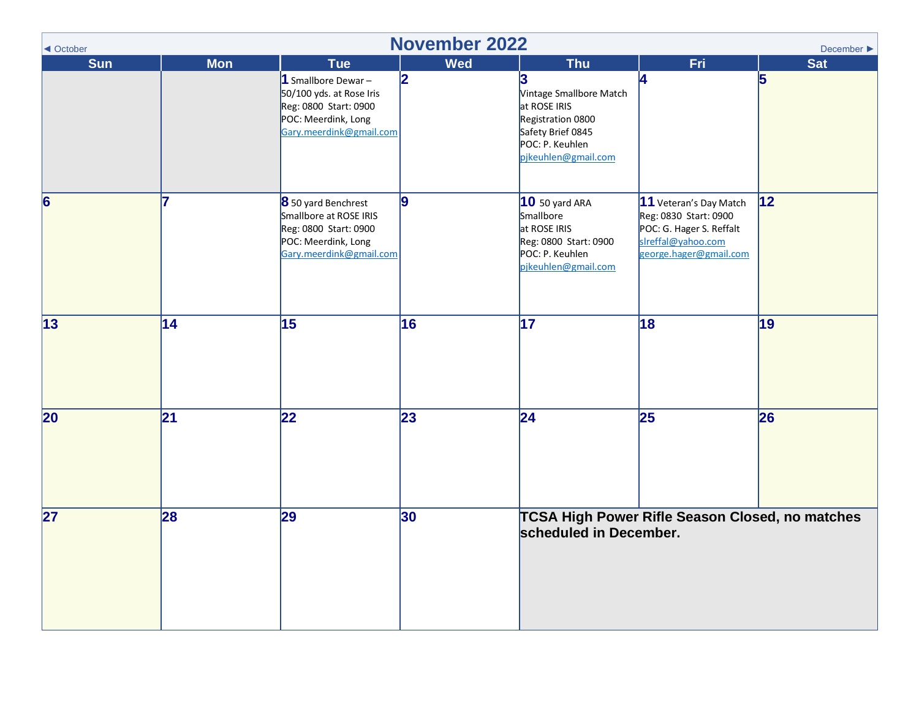# November 2022

◄ October | December ►

| Sun | Mon | Tue | Wed | Thu | Fri | Sat |
|---|---|---|---|---|---|---|
| | | **1** Smallbore Dewar – 50/100 yds. at Rose Iris<br>Reg: 0800 Start: 0900<br>POC: Meerdink, Long<br>Gary.meerdink@gmail.com | **2** | **3** Vintage Smallbore Match at ROSE IRIS<br>Registration 0800<br>Safety Brief 0845<br>POC: P. Keuhlen<br>pjkeuhlen@gmail.com | **4** | **5** |
| **6** | **7** | **8** 50 yard Benchrest Smallbore at ROSE IRIS<br>Reg: 0800 Start: 0900<br>POC: Meerdink, Long<br>Gary.meerdink@gmail.com | **9** | **10** 50 yard ARA Smallbore at ROSE IRIS<br>Reg: 0800 Start: 0900<br>POC: P. Keuhlen<br>pjkeuhlen@gmail.com | **11** Veteran's Day Match<br>Reg: 0830 Start: 0900<br>POC: G. Hager S. Reffalt<br>slreffal@yahoo.com<br>george.hager@gmail.com | **12** |
| **13** | **14** | **15** | **16** | **17** | **18** | **19** |
| **20** | **21** | **22** | **23** | **24** | **25** | **26** |
| **27** | **28** | **29** | **30** | **TCSA High Power Rifle Season Closed, no matches scheduled in December.** | | |